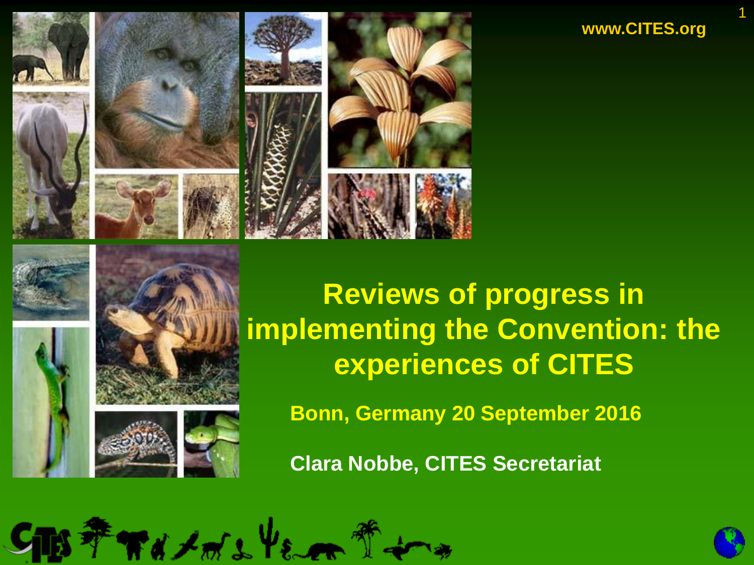www.CITES.org

# Reviews of progress in implementing the Convention: the experiences of CITES

**Bonn, Germany 20 September 2016**

**Clara Nobbe, CITES Secretariat**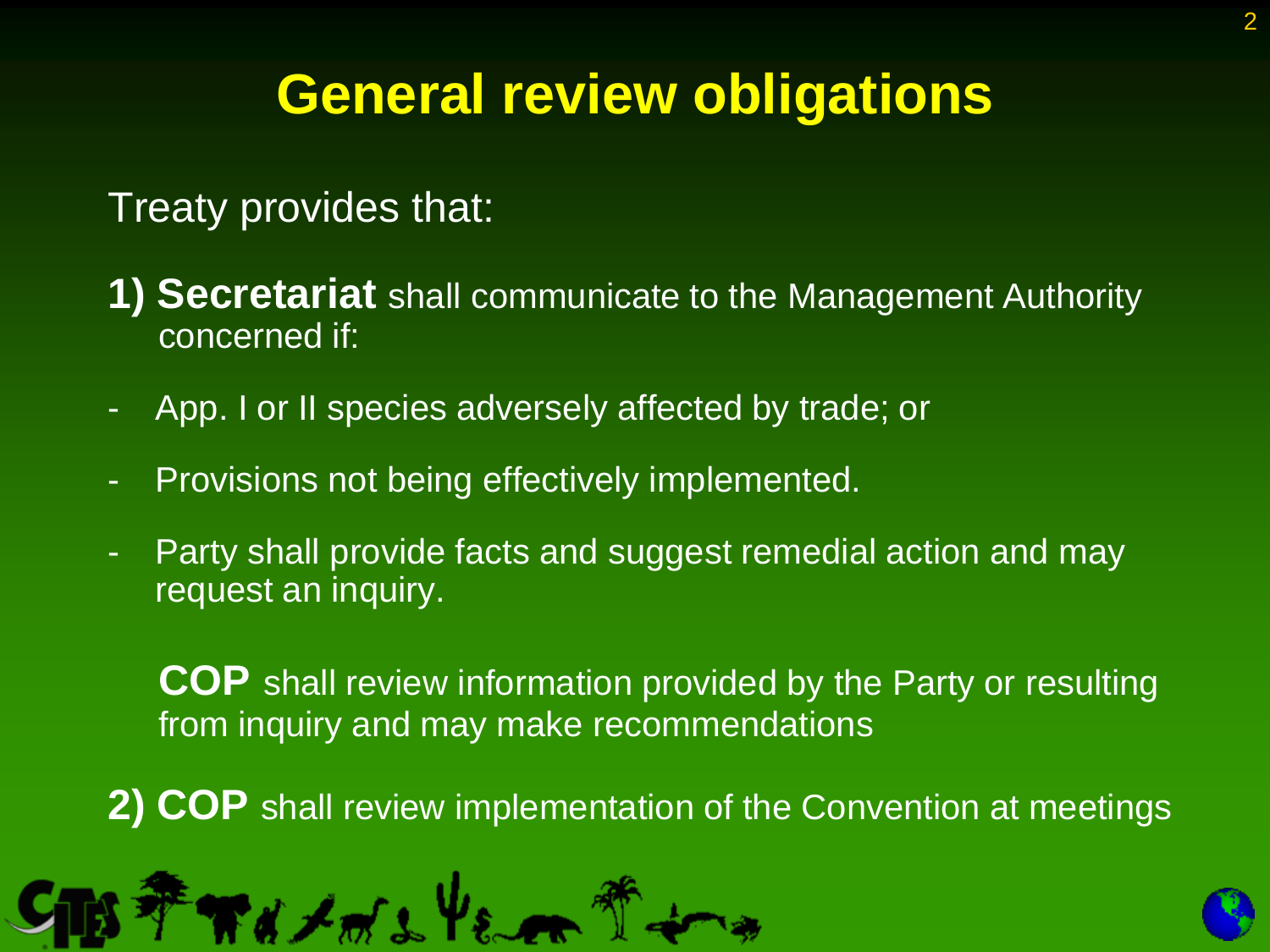# General review obligations

Treaty provides that:

**1) Secretariat** shall communicate to the Management Authority concerned if:

- App. I or II species adversely affected by trade; or
- Provisions not being effectively implemented.
- Party shall provide facts and suggest remedial action and may request an inquiry.

**COP** shall review information provided by the Party or resulting from inquiry and may make recommendations

**2) COP** shall review implementation of the Convention at meetings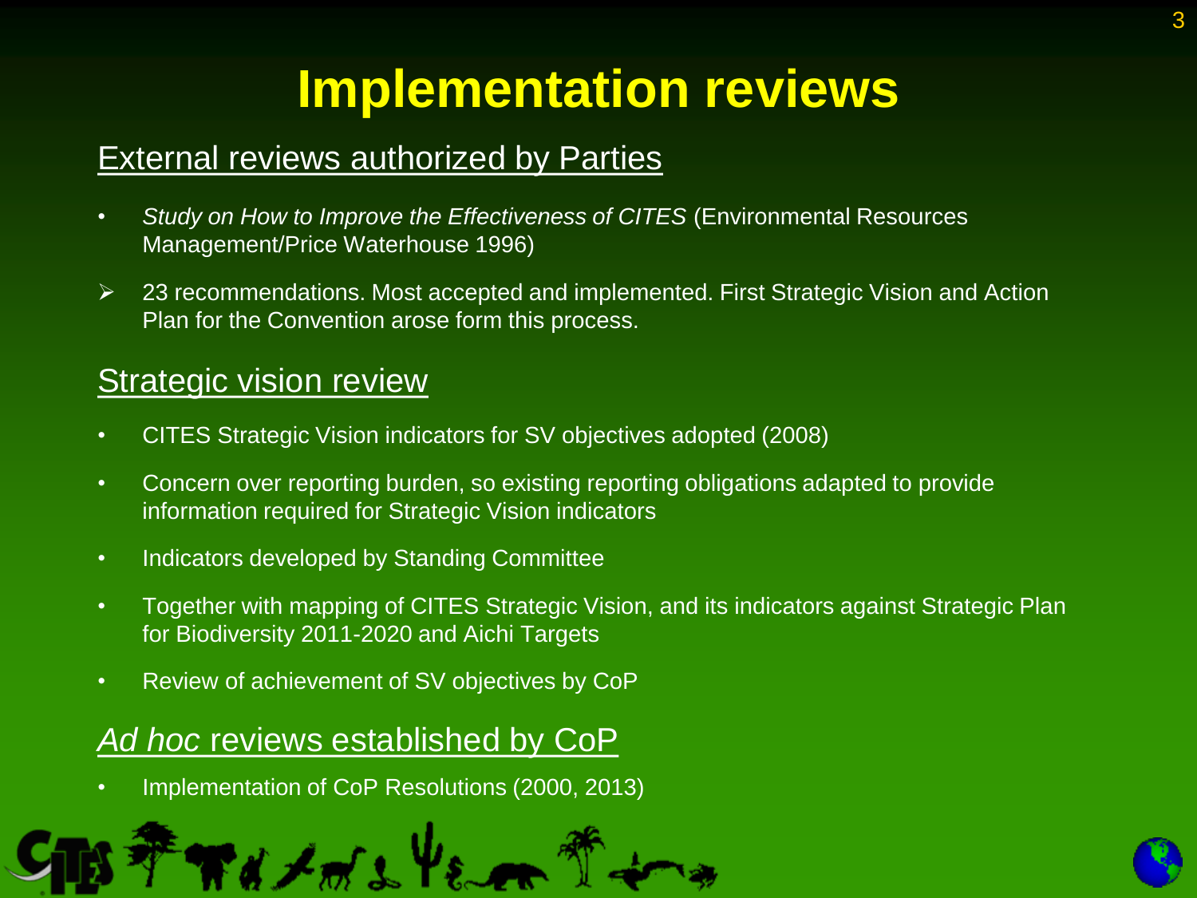# Implementation reviews

## External reviews authorized by Parties

- *Study on How to Improve the Effectiveness of CITES* (Environmental Resources Management/Price Waterhouse 1996)

- 23 recommendations. Most accepted and implemented. First Strategic Vision and Action Plan for the Convention arose form this process.

## Strategic vision review

- CITES Strategic Vision indicators for SV objectives adopted (2008)
- Concern over reporting burden, so existing reporting obligations adapted to provide information required for Strategic Vision indicators
- Indicators developed by Standing Committee
- Together with mapping of CITES Strategic Vision, and its indicators against Strategic Plan for Biodiversity 2011-2020 and Aichi Targets
- Review of achievement of SV objectives by CoP

## *Ad hoc* reviews established by CoP

- Implementation of CoP Resolutions (2000, 2013)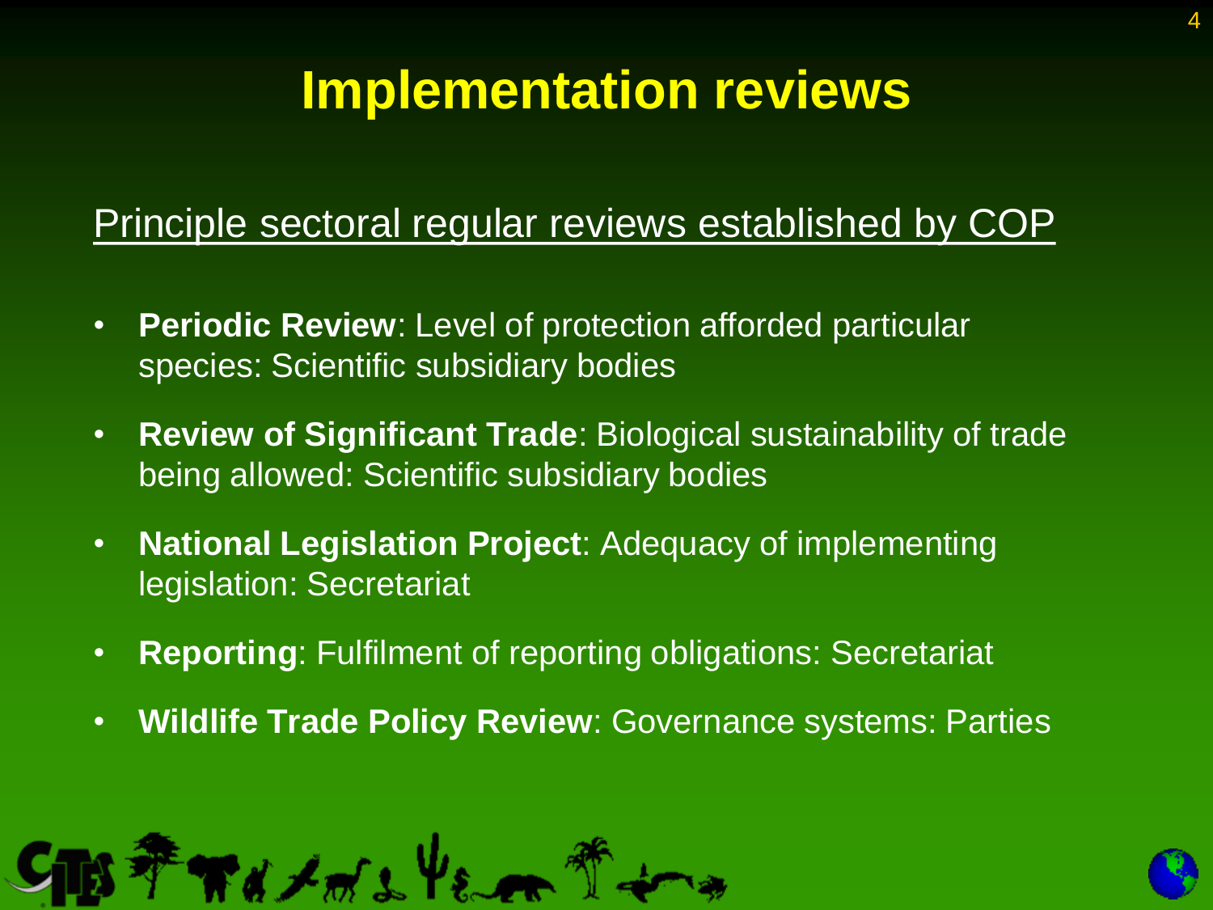# Implementation reviews

Principle sectoral regular reviews established by COP

- **Periodic Review**: Level of protection afforded particular species: Scientific subsidiary bodies
- **Review of Significant Trade**: Biological sustainability of trade being allowed: Scientific subsidiary bodies
- **National Legislation Project**: Adequacy of implementing legislation: Secretariat
- **Reporting**: Fulfilment of reporting obligations: Secretariat
- **Wildlife Trade Policy Review**: Governance systems: Parties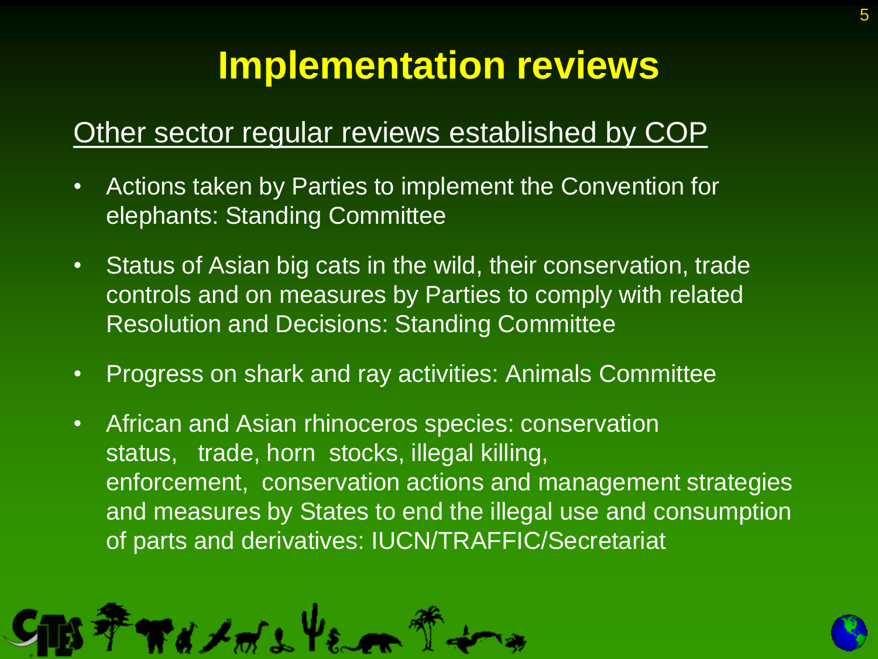# Implementation reviews

Other sector regular reviews established by COP

- Actions taken by Parties to implement the Convention for elephants: Standing Committee
- Status of Asian big cats in the wild, their conservation, trade controls and on measures by Parties to comply with related Resolution and Decisions: Standing Committee
- Progress on shark and ray activities: Animals Committee
- African and Asian rhinoceros species: conservation status, trade, horn stocks, illegal killing, enforcement, conservation actions and management strategies and measures by States to end the illegal use and consumption of parts and derivatives: IUCN/TRAFFIC/Secretariat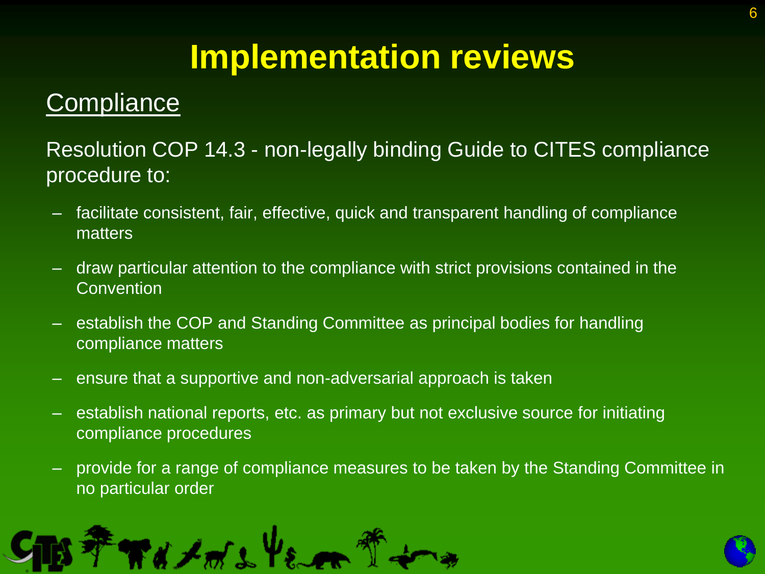# Implementation reviews

## Compliance

Resolution COP 14.3 - non-legally binding Guide to CITES compliance procedure to:

- facilitate consistent, fair, effective, quick and transparent handling of compliance matters
- draw particular attention to the compliance with strict provisions contained in the Convention
- establish the COP and Standing Committee as principal bodies for handling compliance matters
- ensure that a supportive and non-adversarial approach is taken
- establish national reports, etc. as primary but not exclusive source for initiating compliance procedures
- provide for a range of compliance measures to be taken by the Standing Committee in no particular order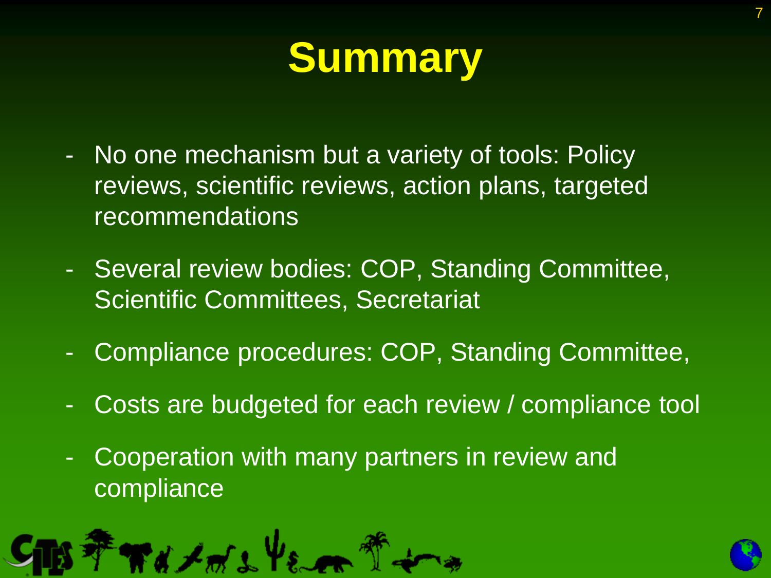# Summary

- No one mechanism but a variety of tools: Policy reviews, scientific reviews, action plans, targeted recommendations
- Several review bodies: COP, Standing Committee, Scientific Committees, Secretariat
- Compliance procedures: COP, Standing Committee,
- Costs are budgeted for each review / compliance tool
- Cooperation with many partners in review and compliance